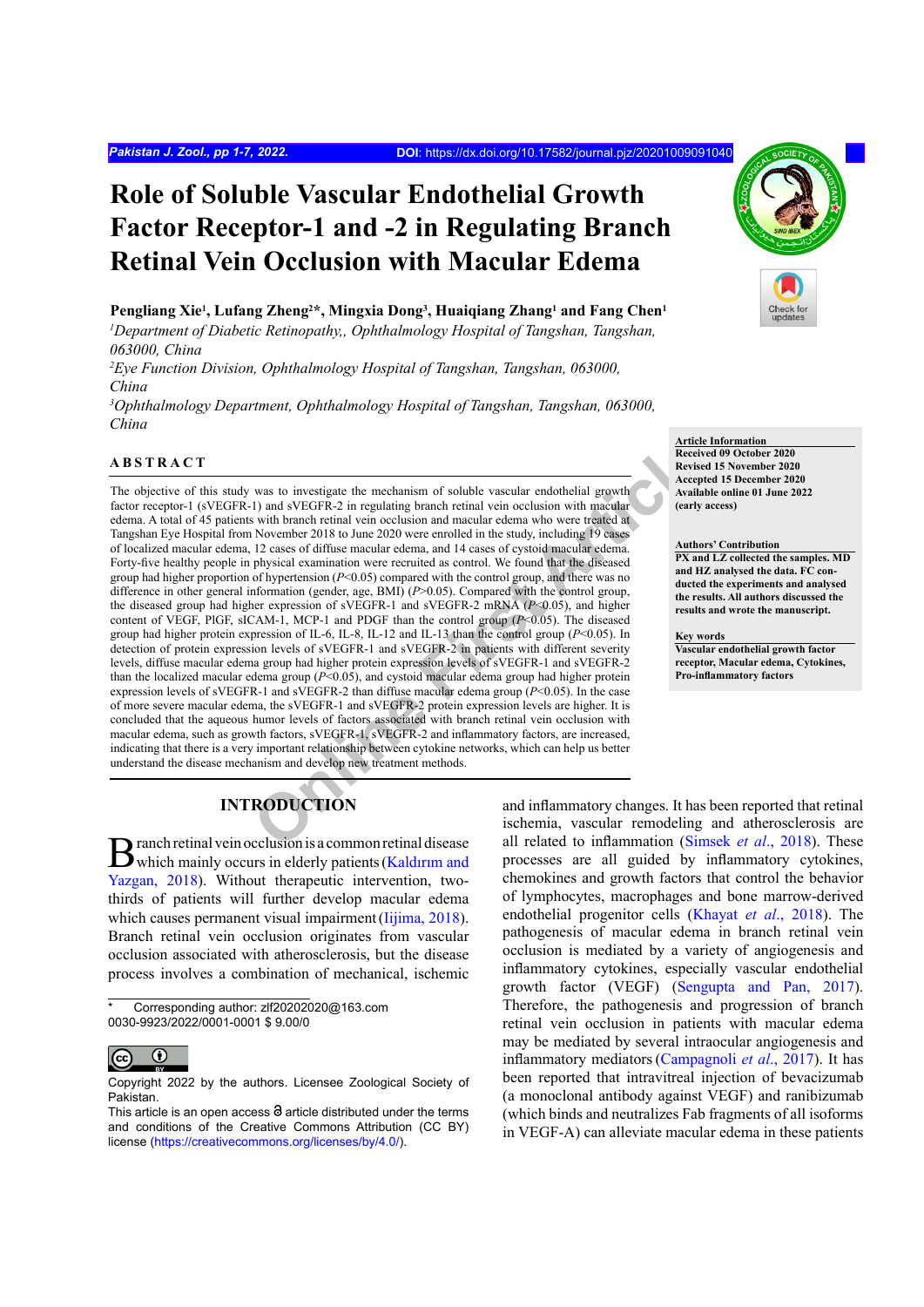# Role of Soluble Vascular Endothelial Growth Factor Receptor-1 and -2 in Regulating Branch Retinal Vein Occlusion with Macular Edema

**Pengliang Xie[1], Lufang Zheng[2]*, Mingxia Dong[3], Huaiqiang Zhang[1] and Fang Chen[1]**

[1]*Department of Diabetic Retinopathy,, Ophthalmology Hospital of Tangshan, Tangshan, 063000, China*

[2]*Eye Function Division, Ophthalmology Hospital of Tangshan, Tangshan, 063000, China*

[3]*Ophthalmology Department, Ophthalmology Hospital of Tangshan, Tangshan, 063000, China*

**Article Information**
Received 09 October 2020
Revised 15 November 2020
Accepted 15 December 2020
Available online 01 June 2022
(early access)

**Authors' Contribution**
PX and LZ collected the samples. MD and HZ analysed the data. FC conducted the experiments and analysed the results. All authors discussed the results and wrote the manuscript.

**Key words**
Vascular endothelial growth factor receptor, Macular edema, Cytokines, Pro-inflammatory factors

## ABSTRACT

The objective of this study was to investigate the mechanism of soluble vascular endothelial growth factor receptor-1 (sVEGFR-1) and sVEGFR-2 in regulating branch retinal vein occlusion with macular edema. A total of 45 patients with branch retinal vein occlusion and macular edema who were treated at Tangshan Eye Hospital from November 2018 to June 2020 were enrolled in the study, including 19 cases of localized macular edema, 12 cases of diffuse macular edema, and 14 cases of cystoid macular edema. Forty-five healthy people in physical examination were recruited as control. We found that the diseased group had higher proportion of hypertension ($P<0.05$) compared with the control group, and there was no difference in other general information (gender, age, BMI) ($P>0.05$). Compared with the control group, the diseased group had higher expression of sVEGFR-1 and sVEGFR-2 mRNA ($P<0.05$), and higher content of VEGF, PlGF, sICAM-1, MCP-1 and PDGF than the control group ($P<0.05$). The diseased group had higher protein expression of IL-6, IL-8, IL-12 and IL-13 than the control group ($P<0.05$). In detection of protein expression levels of sVEGFR-1 and sVEGFR-2 in patients with different severity levels, diffuse macular edema group had higher protein expression levels of sVEGFR-1 and sVEGFR-2 than the localized macular edema group ($P<0.05$), and cystoid macular edema group had higher protein expression levels of sVEGFR-1 and sVEGFR-2 than diffuse macular edema group ($P<0.05$). In the case of more severe macular edema, the sVEGFR-1 and sVEGFR-2 protein expression levels are higher. It is concluded that the aqueous humor levels of factors associated with branch retinal vein occlusion with macular edema, such as growth factors, sVEGFR-1, sVEGFR-2 and inflammatory factors, are increased, indicating that there is a very important relationship between cytokine networks, which can help us better understand the disease mechanism and develop new treatment methods.

## INTRODUCTION

Branch retinal vein occlusion is a common retinal disease which mainly occurs in elderly patients (Kaldırım and Yazgan, 2018). Without therapeutic intervention, two-thirds of patients will further develop macular edema which causes permanent visual impairment (Iijima, 2018). Branch retinal vein occlusion originates from vascular occlusion associated with atherosclerosis, but the disease process involves a combination of mechanical, ischemic and inflammatory changes. It has been reported that retinal ischemia, vascular remodeling and atherosclerosis are all related to inflammation (Simsek *et al*., 2018). These processes are all guided by inflammatory cytokines, chemokines and growth factors that control the behavior of lymphocytes, macrophages and bone marrow-derived endothelial progenitor cells (Khayat *et al*., 2018). The pathogenesis of macular edema in branch retinal vein occlusion is mediated by a variety of angiogenesis and inflammatory cytokines, especially vascular endothelial growth factor (VEGF) (Sengupta and Pan, 2017). Therefore, the pathogenesis and progression of branch retinal vein occlusion in patients with macular edema may be mediated by several intraocular angiogenesis and inflammatory mediators (Campagnoli *et al*., 2017). It has been reported that intravitreal injection of bevacizumab (a monoclonal antibody against VEGF) and ranibizumab (which binds and neutralizes Fab fragments of all isoforms in VEGF-A) can alleviate macular edema in these patients

\* Corresponding author: zlf20202020@163.com
0030-9923/2022/0001-0001 $ 9.00/0

Copyright 2022 by the authors. Licensee Zoological Society of Pakistan.
This article is an open access article distributed under the terms and conditions of the Creative Commons Attribution (CC BY) license (https://creativecommons.org/licenses/by/4.0/).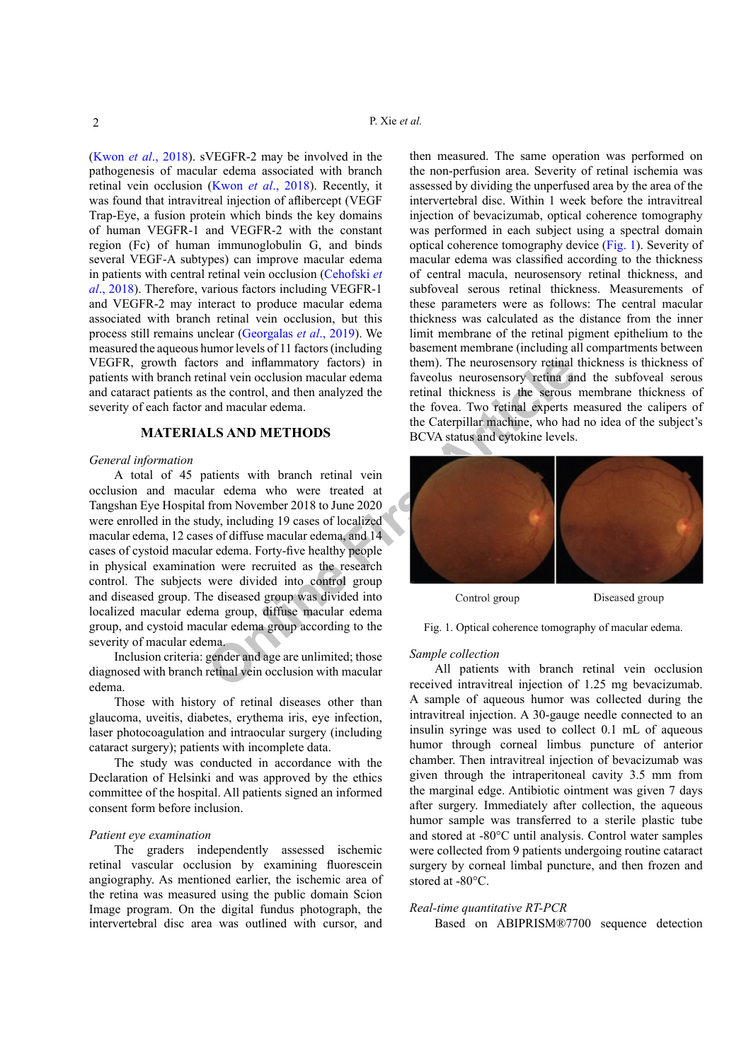(Kwon *et al*., 2018). sVEGFR-2 may be involved in the pathogenesis of macular edema associated with branch retinal vein occlusion (Kwon *et al*., 2018). Recently, it was found that intravitreal injection of aflibercept (VEGF Trap-Eye, a fusion protein which binds the key domains of human VEGFR-1 and VEGFR-2 with the constant region (Fc) of human immunoglobulin G, and binds several VEGF-A subtypes) can improve macular edema in patients with central retinal vein occlusion (Cehofski *et al*., 2018). Therefore, various factors including VEGFR-1 and VEGFR-2 may interact to produce macular edema associated with branch retinal vein occlusion, but this process still remains unclear (Georgalas *et al*., 2019). We measured the aqueous humor levels of 11 factors (including VEGFR, growth factors and inflammatory factors) in patients with branch retinal vein occlusion macular edema and cataract patients as the control, and then analyzed the severity of each factor and macular edema.

## MATERIALS AND METHODS

*General information*

A total of 45 patients with branch retinal vein occlusion and macular edema who were treated at Tangshan Eye Hospital from November 2018 to June 2020 were enrolled in the study, including 19 cases of localized macular edema, 12 cases of diffuse macular edema, and 14 cases of cystoid macular edema. Forty-five healthy people in physical examination were recruited as the research control. The subjects were divided into control group and diseased group. The diseased group was divided into localized macular edema group, diffuse macular edema group, and cystoid macular edema group according to the severity of macular edema.

Inclusion criteria: gender and age are unlimited; those diagnosed with branch retinal vein occlusion with macular edema.

Those with history of retinal diseases other than glaucoma, uveitis, diabetes, erythema iris, eye infection, laser photocoagulation and intraocular surgery (including cataract surgery); patients with incomplete data.

The study was conducted in accordance with the Declaration of Helsinki and was approved by the ethics committee of the hospital. All patients signed an informed consent form before inclusion.

*Patient eye examination*

The graders independently assessed ischemic retinal vascular occlusion by examining fluorescein angiography. As mentioned earlier, the ischemic area of the retina was measured using the public domain Scion Image program. On the digital fundus photograph, the intervertebral disc area was outlined with cursor, and then measured. The same operation was performed on the non-perfusion area. Severity of retinal ischemia was assessed by dividing the unperfused area by the area of the intervertebral disc. Within 1 week before the intravitreal injection of bevacizumab, optical coherence tomography was performed in each subject using a spectral domain optical coherence tomography device (Fig. 1). Severity of macular edema was classified according to the thickness of central macula, neurosensory retinal thickness, and subfoveal serous retinal thickness. Measurements of these parameters were as follows: The central macular thickness was calculated as the distance from the inner limit membrane of the retinal pigment epithelium to the basement membrane (including all compartments between them). The neurosensory retinal thickness is thickness of faveolus neurosensory retina and the subfoveal serous retinal thickness is the serous membrane thickness of the fovea. Two retinal experts measured the calipers of the Caterpillar machine, who had no idea of the subject's BCVA status and cytokine levels.

Control group Diseased group

Fig. 1. Optical coherence tomography of macular edema.

*Sample collection*

All patients with branch retinal vein occlusion received intravitreal injection of 1.25 mg bevacizumab. A sample of aqueous humor was collected during the intravitreal injection. A 30-gauge needle connected to an insulin syringe was used to collect 0.1 mL of aqueous humor through corneal limbus puncture of anterior chamber. Then intravitreal injection of bevacizumab was given through the intraperitoneal cavity 3.5 mm from the marginal edge. Antibiotic ointment was given 7 days after surgery. Immediately after collection, the aqueous humor sample was transferred to a sterile plastic tube and stored at -80°C until analysis. Control water samples were collected from 9 patients undergoing routine cataract surgery by corneal limbal puncture, and then frozen and stored at -80°C.

*Real-time quantitative RT-PCR*

Based on ABIPRISM®7700 sequence detection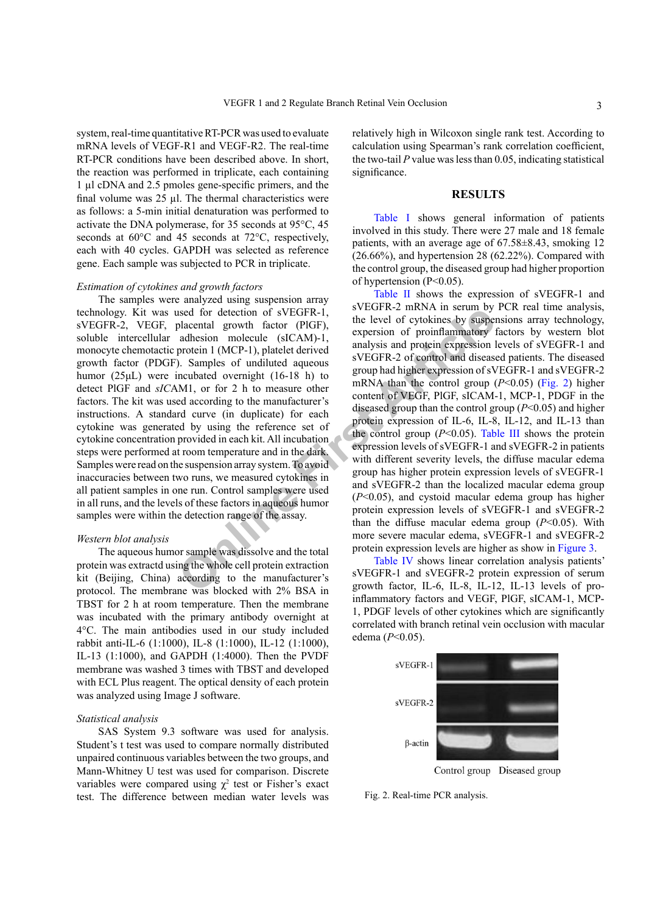system, real-time quantitative RT-PCR was used to evaluate mRNA levels of VEGF-R1 and VEGF-R2. The real-time RT-PCR conditions have been described above. In short, the reaction was performed in triplicate, each containing 1 μl cDNA and 2.5 pmoles gene-specific primers, and the final volume was 25 μl. The thermal characteristics were as follows: a 5-min initial denaturation was performed to activate the DNA polymerase, for 35 seconds at 95°C, 45 seconds at 60°C and 45 seconds at 72°C, respectively, each with 40 cycles. GAPDH was selected as reference gene. Each sample was subjected to PCR in triplicate.

*Estimation of cytokines and growth factors*

The samples were analyzed using suspension array technology. Kit was used for detection of sVEGFR-1, sVEGFR-2, VEGF, placental growth factor (PlGF), soluble intercellular adhesion molecule (sICAM)-1, monocyte chemotactic protein 1 (MCP-1), platelet derived growth factor (PDGF). Samples of undiluted aqueous humor (25μL) were incubated overnight (16-18 h) to detect PlGF and *sICAM*1, or for 2 h to measure other factors. The kit was used according to the manufacturer's instructions. A standard curve (in duplicate) for each cytokine was generated by using the reference set of cytokine concentration provided in each kit. All incubation steps were performed at room temperature and in the dark. Samples were read on the suspension array system. To avoid inaccuracies between two runs, we measured cytokines in all patient samples in one run. Control samples were used in all runs, and the levels of these factors in aqueous humor samples were within the detection range of the assay.

*Western blot analysis*

The aqueous humor sample was dissolve and the total protein was extractd using the whole cell protein extraction kit (Beijing, China) according to the manufacturer's protocol. The membrane was blocked with 2% BSA in TBST for 2 h at room temperature. Then the membrane was incubated with the primary antibody overnight at 4°C. The main antibodies used in our study included rabbit anti-IL-6 (1:1000), IL-8 (1:1000), IL-12 (1:1000), IL-13 (1:1000), and GAPDH (1:4000). Then the PVDF membrane was washed 3 times with TBST and developed with ECL Plus reagent. The optical density of each protein was analyzed using Image J software.

*Statistical analysis*

SAS System 9.3 software was used for analysis. Student's t test was used to compare normally distributed unpaired continuous variables between the two groups, and Mann-Whitney U test was used for comparison. Discrete variables were compared using $\chi^2$ test or Fisher's exact test. The difference between median water levels was relatively high in Wilcoxon single rank test. According to calculation using Spearman's rank correlation coefficient, the two-tail *P* value was less than 0.05, indicating statistical significance.

## RESULTS

Table I shows general information of patients involved in this study. There were 27 male and 18 female patients, with an average age of 67.58±8.43, smoking 12 (26.66%), and hypertension 28 (62.22%). Compared with the control group, the diseased group had higher proportion of hypertension ($P<0.05$).

Table II shows the expression of sVEGFR-1 and sVEGFR-2 mRNA in serum by PCR real time analysis, the level of cytokines by suspensions array technology, expersion of proinflammatory factors by western blot analysis and protein expression levels of sVEGFR-1 and sVEGFR-2 of control and diseased patients. The diseased group had higher expression of sVEGFR-1 and sVEGFR-2 mRNA than the control group ($P<0.05$) (Fig. 2) higher content of VEGF, PlGF, sICAM-1, MCP-1, PDGF in the diseased group than the control group ($P<0.05$) and higher protein expression of IL-6, IL-8, IL-12, and IL-13 than the control group ($P<0.05$). Table III shows the protein expression levels of sVEGFR-1 and sVEGFR-2 in patients with different severity levels, the diffuse macular edema group has higher protein expression levels of sVEGFR-1 and sVEGFR-2 than the localized macular edema group ($P<0.05$), and cystoid macular edema group has higher protein expression levels of sVEGFR-1 and sVEGFR-2 than the diffuse macular edema group ($P<0.05$). With more severe macular edema, sVEGFR-1 and sVEGFR-2 protein expression levels are higher as show in Figure 3.

Table IV shows linear correlation analysis patients' sVEGFR-1 and sVEGFR-2 protein expression of serum growth factor, IL-6, IL-8, IL-12, IL-13 levels of pro-inflammatory factors and VEGF, PlGF, sICAM-1, MCP-1, PDGF levels of other cytokines which are significantly correlated with branch retinal vein occlusion with macular edema ($P<0.05$).

Fig. 2. Real-time PCR analysis.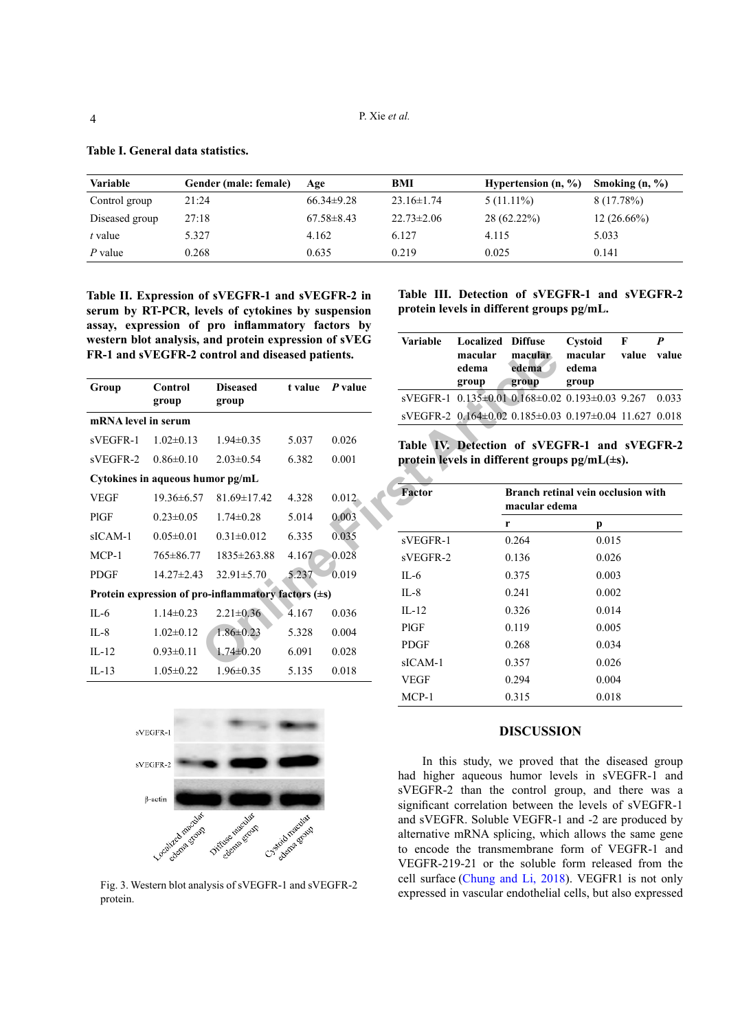**Table I. General data statistics.**

| Variable | Gender (male: female) | Age | BMI | Hypertension (n, %) | Smoking (n, %) |
|---|---|---|---|---|---|
| Control group | 21:24 | 66.34±9.28 | 23.16±1.74 | 5 (11.11%) | 8 (17.78%) |
| Diseased group | 27:18 | 67.58±8.43 | 22.73±2.06 | 28 (62.22%) | 12 (26.66%) |
| *t* value | 5.327 | 4.162 | 6.127 | 4.115 | 5.033 |
| *P* value | 0.268 | 0.635 | 0.219 | 0.025 | 0.141 |

**Table II. Expression of sVEGFR-1 and sVEGFR-2 in serum by RT-PCR, levels of cytokines by suspension assay, expression of pro inflammatory factors by western blot analysis, and protein expression of sVEG FR-1 and sVEGFR-2 control and diseased patients.**

| Group | Control group | Diseased group | t value | *P* value |
|---|---|---|---|---|
| **mRNA level in serum** | | | | |
| sVEGFR-1 | 1.02±0.13 | 1.94±0.35 | 5.037 | 0.026 |
| sVEGFR-2 | 0.86±0.10 | 2.03±0.54 | 6.382 | 0.001 |
| **Cytokines in aqueous humor pg/mL** | | | | |
| VEGF | 19.36±6.57 | 81.69±17.42 | 4.328 | 0.012 |
| PIGF | 0.23±0.05 | 1.74±0.28 | 5.014 | 0.003 |
| sICAM-1 | 0.05±0.01 | 0.31±0.012 | 6.335 | 0.035 |
| MCP-1 | 765±86.77 | 1835±263.88 | 4.167 | 0.028 |
| PDGF | 14.27±2.43 | 32.91±5.70 | 5.237 | 0.019 |
| **Protein expression of pro-inflammatory factors (±s)** | | | | |
| IL-6 | 1.14±0.23 | 2.21±0.36 | 4.167 | 0.036 |
| IL-8 | 1.02±0.12 | 1.86±0.23 | 5.328 | 0.004 |
| IL-12 | 0.93±0.11 | 1.74±0.20 | 6.091 | 0.028 |
| IL-13 | 1.05±0.22 | 1.96±0.35 | 5.135 | 0.018 |

Fig. 3. Western blot analysis of sVEGFR-1 and sVEGFR-2 protein.

**Table III. Detection of sVEGFR-1 and sVEGFR-2 protein levels in different groups pg/mL.**

| Variable | Localized macular edema group | Diffuse macular edema group | Cystoid macular edema group | F value | *P* value |
|---|---|---|---|---|---|
| sVEGFR-1 | 0.135±0.01 | 0.168±0.02 | 0.193±0.03 | 9.267 | 0.033 |
| sVEGFR-2 | 0.164±0.02 | 0.185±0.03 | 0.197±0.04 | 11.627 | 0.018 |

**Table IV. Detection of sVEGFR-1 and sVEGFR-2 protein levels in different groups pg/mL(±s).**

| Factor | Branch retinal vein occlusion with macular edema | |
|---|---|---|
| | r | p |
| sVEGFR-1 | 0.264 | 0.015 |
| sVEGFR-2 | 0.136 | 0.026 |
| IL-6 | 0.375 | 0.003 |
| IL-8 | 0.241 | 0.002 |
| IL-12 | 0.326 | 0.014 |
| PIGF | 0.119 | 0.005 |
| PDGF | 0.268 | 0.034 |
| sICAM-1 | 0.357 | 0.026 |
| VEGF | 0.294 | 0.004 |
| MCP-1 | 0.315 | 0.018 |

## DISCUSSION

In this study, we proved that the diseased group had higher aqueous humor levels in sVEGFR-1 and sVEGFR-2 than the control group, and there was a significant correlation between the levels of sVEGFR-1 and sVEGFR. Soluble VEGFR-1 and -2 are produced by alternative mRNA splicing, which allows the same gene to encode the transmembrane form of VEGFR-1 and VEGFR-219-21 or the soluble form released from the cell surface (Chung and Li, 2018). VEGFR1 is not only expressed in vascular endothelial cells, but also expressed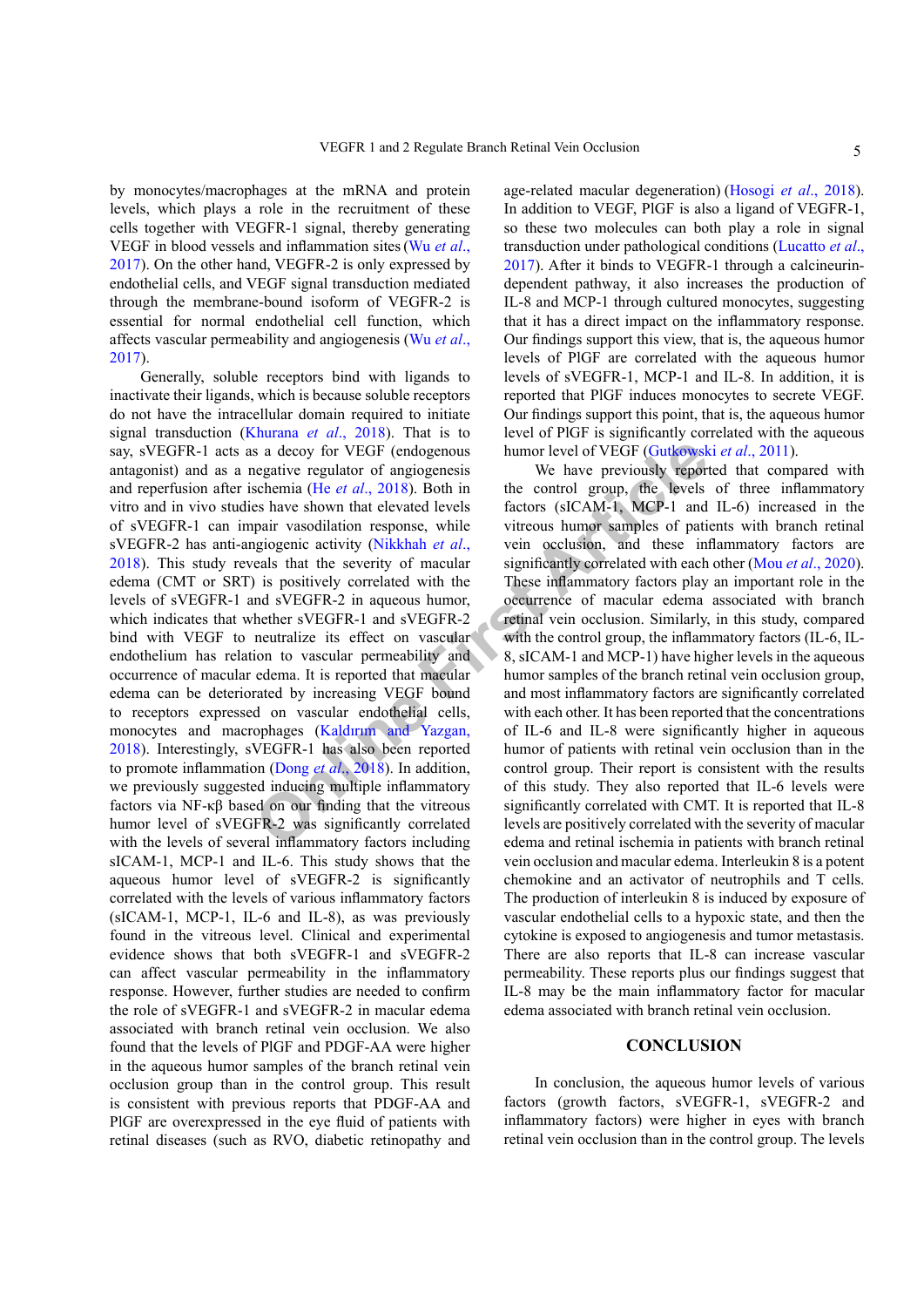by monocytes/macrophages at the mRNA and protein levels, which plays a role in the recruitment of these cells together with VEGFR-1 signal, thereby generating VEGF in blood vessels and inflammation sites (Wu *et al*., 2017). On the other hand, VEGFR-2 is only expressed by endothelial cells, and VEGF signal transduction mediated through the membrane-bound isoform of VEGFR-2 is essential for normal endothelial cell function, which affects vascular permeability and angiogenesis (Wu *et al*., 2017).

Generally, soluble receptors bind with ligands to inactivate their ligands, which is because soluble receptors do not have the intracellular domain required to initiate signal transduction (Khurana *et al*., 2018). That is to say, sVEGFR-1 acts as a decoy for VEGF (endogenous antagonist) and as a negative regulator of angiogenesis and reperfusion after ischemia (He *et al*., 2018). Both in vitro and in vivo studies have shown that elevated levels of sVEGFR-1 can impair vasodilation response, while sVEGFR-2 has anti-angiogenic activity (Nikkhah *et al*., 2018). This study reveals that the severity of macular edema (CMT or SRT) is positively correlated with the levels of sVEGFR-1 and sVEGFR-2 in aqueous humor, which indicates that whether sVEGFR-1 and sVEGFR-2 bind with VEGF to neutralize its effect on vascular endothelium has relation to vascular permeability and occurrence of macular edema. It is reported that macular edema can be deteriorated by increasing VEGF bound to receptors expressed on vascular endothelial cells, monocytes and macrophages (Kaldırım and Yazgan, 2018). Interestingly, sVEGFR-1 has also been reported to promote inflammation (Dong *et al*., 2018). In addition, we previously suggested inducing multiple inflammatory factors via NF-κβ based on our finding that the vitreous humor level of sVEGFR-2 was significantly correlated with the levels of several inflammatory factors including sICAM-1, MCP-1 and IL-6. This study shows that the aqueous humor level of sVEGFR-2 is significantly correlated with the levels of various inflammatory factors (sICAM-1, MCP-1, IL-6 and IL-8), as was previously found in the vitreous level. Clinical and experimental evidence shows that both sVEGFR-1 and sVEGFR-2 can affect vascular permeability in the inflammatory response. However, further studies are needed to confirm the role of sVEGFR-1 and sVEGFR-2 in macular edema associated with branch retinal vein occlusion. We also found that the levels of PlGF and PDGF-AA were higher in the aqueous humor samples of the branch retinal vein occlusion group than in the control group. This result is consistent with previous reports that PDGF-AA and PlGF are overexpressed in the eye fluid of patients with retinal diseases (such as RVO, diabetic retinopathy and age-related macular degeneration) (Hosogi *et al*., 2018). In addition to VEGF, PlGF is also a ligand of VEGFR-1, so these two molecules can both play a role in signal transduction under pathological conditions (Lucatto *et al*., 2017). After it binds to VEGFR-1 through a calcineurin-dependent pathway, it also increases the production of IL-8 and MCP-1 through cultured monocytes, suggesting that it has a direct impact on the inflammatory response. Our findings support this view, that is, the aqueous humor levels of PlGF are correlated with the aqueous humor levels of sVEGFR-1, MCP-1 and IL-8. In addition, it is reported that PlGF induces monocytes to secrete VEGF. Our findings support this point, that is, the aqueous humor level of PlGF is significantly correlated with the aqueous humor level of VEGF (Gutkowski *et al*., 2011).

We have previously reported that compared with the control group, the levels of three inflammatory factors (sICAM-1, MCP-1 and IL-6) increased in the vitreous humor samples of patients with branch retinal vein occlusion, and these inflammatory factors are significantly correlated with each other (Mou *et al*., 2020). These inflammatory factors play an important role in the occurrence of macular edema associated with branch retinal vein occlusion. Similarly, in this study, compared with the control group, the inflammatory factors (IL-6, IL-8, sICAM-1 and MCP-1) have higher levels in the aqueous humor samples of the branch retinal vein occlusion group, and most inflammatory factors are significantly correlated with each other. It has been reported that the concentrations of IL-6 and IL-8 were significantly higher in aqueous humor of patients with retinal vein occlusion than in the control group. Their report is consistent with the results of this study. They also reported that IL-6 levels were significantly correlated with CMT. It is reported that IL-8 levels are positively correlated with the severity of macular edema and retinal ischemia in patients with branch retinal vein occlusion and macular edema. Interleukin 8 is a potent chemokine and an activator of neutrophils and T cells. The production of interleukin 8 is induced by exposure of vascular endothelial cells to a hypoxic state, and then the cytokine is exposed to angiogenesis and tumor metastasis. There are also reports that IL-8 can increase vascular permeability. These reports plus our findings suggest that IL-8 may be the main inflammatory factor for macular edema associated with branch retinal vein occlusion.

## CONCLUSION

In conclusion, the aqueous humor levels of various factors (growth factors, sVEGFR-1, sVEGFR-2 and inflammatory factors) were higher in eyes with branch retinal vein occlusion than in the control group. The levels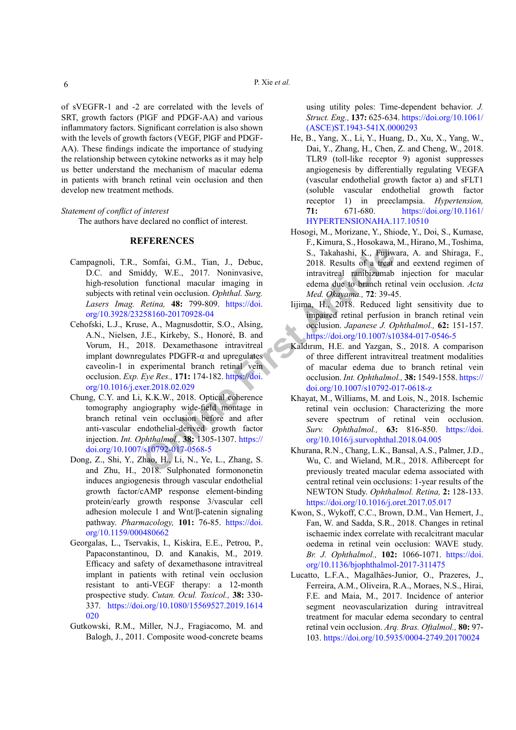of sVEGFR-1 and -2 are correlated with the levels of SRT, growth factors (PlGF and PDGF-AA) and various inflammatory factors. Significant correlation is also shown with the levels of growth factors (VEGF, PlGF and PDGF-AA). These findings indicate the importance of studying the relationship between cytokine networks as it may help us better understand the mechanism of macular edema in patients with branch retinal vein occlusion and then develop new treatment methods.

*Statement of conflict of interest*

The authors have declared no conflict of interest.

## REFERENCES

Campagnoli, T.R., Somfai, G.M., Tian, J., Debuc, D.C. and Smiddy, W.E., 2017. Noninvasive, high-resolution functional macular imaging in subjects with retinal vein occlusion. *Ophthal. Surg. Lasers Imag. Retina,* **48:** 799-809. https://doi.org/10.3928/23258160-20170928-04

Cehofski, L.J., Kruse, A., Magnusdottir, S.O., Alsing, A.N., Nielsen, J.E., Kirkeby, S., Honoré, B. and Vorum, H., 2018. Dexamethasone intravitreal implant downregulates PDGFR-α and upregulates caveolin-1 in experimental branch retinal vein occlusion. *Exp. Eye Res.,* **171:** 174-182. https://doi.org/10.1016/j.exer.2018.02.029

Chung, C.Y. and Li, K.K.W., 2018. Optical coherence tomography angiography wide-field montage in branch retinal vein occlusion before and after anti-vascular endothelial-derived growth factor injection. *Int. Ophthalmol.,* **38:** 1305-1307. https://doi.org/10.1007/s10792-017-0568-5

Dong, Z., Shi, Y., Zhao, H., Li, N., Ye, L., Zhang, S. and Zhu, H., 2018. Sulphonated formononetin induces angiogenesis through vascular endothelial growth factor/cAMP response element-binding protein/early growth response 3/vascular cell adhesion molecule 1 and Wnt/β-catenin signaling pathway. *Pharmacology,* **101:** 76-85. https://doi.org/10.1159/000480662

Georgalas, L., Tservakis, I., Kiskira, E.E., Petrou, P., Papaconstantinou, D. and Kanakis, M., 2019. Efficacy and safety of dexamethasone intravitreal implant in patients with retinal vein occlusion resistant to anti-VEGF therapy: a 12-month prospective study. *Cutan. Ocul. Toxicol.,* **38:** 330-337. https://doi.org/10.1080/15569527.2019.1614020

Gutkowski, R.M., Miller, N.J., Fragiacomo, M. and Balogh, J., 2011. Composite wood-concrete beams using utility poles: Time-dependent behavior. *J. Struct. Eng.,* **137:** 625-634. https://doi.org/10.1061/(ASCE)ST.1943-541X.0000293

He, B., Yang, X., Li, Y., Huang, D., Xu, X., Yang, W., Dai, Y., Zhang, H., Chen, Z. and Cheng, W., 2018. TLR9 (toll-like receptor 9) agonist suppresses angiogenesis by differentially regulating VEGFA (vascular endothelial growth factor a) and sFLT1 (soluble vascular endothelial growth factor receptor 1) in preeclampsia. *Hypertension,* **71:** 671-680. https://doi.org/10.1161/HYPERTENSIONAHA.117.10510

Hosogi, M., Morizane, Y., Shiode, Y., Doi, S., Kumase, F., Kimura, S., Hosokawa, M., Hirano, M., Toshima, S., Takahashi, K., Fujiwara, A. and Shiraga, F., 2018. Results of a treat and eextend regimen of intravitreal ramibizumab injection for macular edema due to branch retinal vein occlusion. *Acta Med. Okayama.,* **72**: 39-45.

Iijima, H., 2018. Reduced light sensitivity due to impaired retinal perfusion in branch retinal vein occlusion. *Japanese J. Ophthalmol.,* **62:** 151-157. https://doi.org/10.1007/s10384-017-0546-5

Kaldırım, H.E. and Yazgan, S., 2018. A comparison of three different intravitreal treatment modalities of macular edema due to branch retinal vein occlusion. *Int. Ophthalmol.,* **38:** 1549-1558. https://doi.org/10.1007/s10792-017-0618-z

Khayat, M., Williams, M. and Lois, N., 2018. Ischemic retinal vein occlusion: Characterizing the more severe spectrum of retinal vein occlusion. *Surv. Ophthalmol.,* **63:** 816-850. https://doi.org/10.1016/j.survophthal.2018.04.005

Khurana, R.N., Chang, L.K., Bansal, A.S., Palmer, J.D., Wu, C. and Wieland, M.R., 2018. Aflibercept for previously treated macular edema associated with central retinal vein occlusions: 1-year results of the NEWTON Study. *Ophthalmol. Retina,* **2:** 128-133. https://doi.org/10.1016/j.oret.2017.05.017

Kwon, S., Wykoff, C.C., Brown, D.M., Van Hemert, J., Fan, W. and Sadda, S.R., 2018. Changes in retinal ischaemic index correlate with recalcitrant macular oedema in retinal vein occlusion: WAVE study. *Br. J. Ophthalmol.,* **102:** 1066-1071. https://doi.org/10.1136/bjophthalmol-2017-311475

Lucatto, L.F.A., Magalhães-Junior, O., Prazeres, J., Ferreira, A.M., Oliveira, R.A., Moraes, N.S., Hirai, F.E. and Maia, M., 2017. Incidence of anterior segment neovascularization during intravitreal treatment for macular edema secondary to central retinal vein occlusion. *Arq. Bras. Oftalmol.,* **80:** 97-103. https://doi.org/10.5935/0004-2749.20170024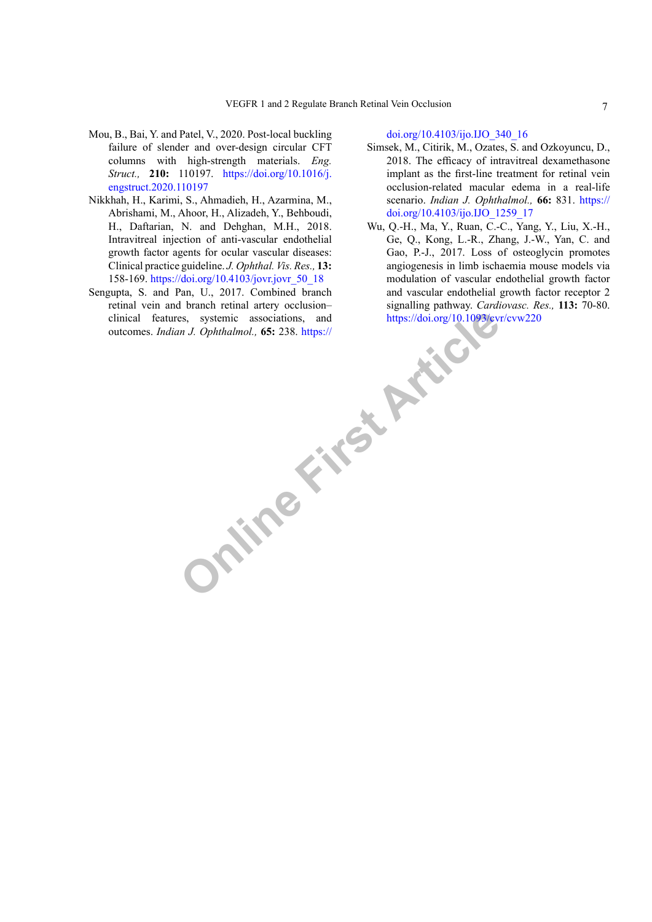Mou, B., Bai, Y. and Patel, V., 2020. Post-local buckling failure of slender and over-design circular CFT columns with high-strength materials. *Eng. Struct.,* **210:** 110197. https://doi.org/10.1016/j.engstruct.2020.110197

Nikkhah, H., Karimi, S., Ahmadieh, H., Azarmina, M., Abrishami, M., Ahoor, H., Alizadeh, Y., Behboudi, H., Daftarian, N. and Dehghan, M.H., 2018. Intravitreal injection of anti-vascular endothelial growth factor agents for ocular vascular diseases: Clinical practice guideline. *J. Ophthal. Vis. Res.,* **13:** 158-169. https://doi.org/10.4103/jovr.jovr_50_18

Sengupta, S. and Pan, U., 2017. Combined branch retinal vein and branch retinal artery occlusion–clinical features, systemic associations, and outcomes. *Indian J. Ophthalmol.,* **65:** 238. https://doi.org/10.4103/ijo.IJO_340_16

Simsek, M., Citirik, M., Ozates, S. and Ozkoyuncu, D., 2018. The efficacy of intravitreal dexamethasone implant as the first-line treatment for retinal vein occlusion-related macular edema in a real-life scenario. *Indian J. Ophthalmol.,* **66:** 831. https://doi.org/10.4103/ijo.IJO_1259_17

Wu, Q.-H., Ma, Y., Ruan, C.-C., Yang, Y., Liu, X.-H., Ge, Q., Kong, L.-R., Zhang, J.-W., Yan, C. and Gao, P.-J., 2017. Loss of osteoglycin promotes angiogenesis in limb ischaemia mouse models via modulation of vascular endothelial growth factor and vascular endothelial growth factor receptor 2 signalling pathway. *Cardiovasc. Res.,* **113:** 70-80. https://doi.org/10.1093/cvr/cvw220